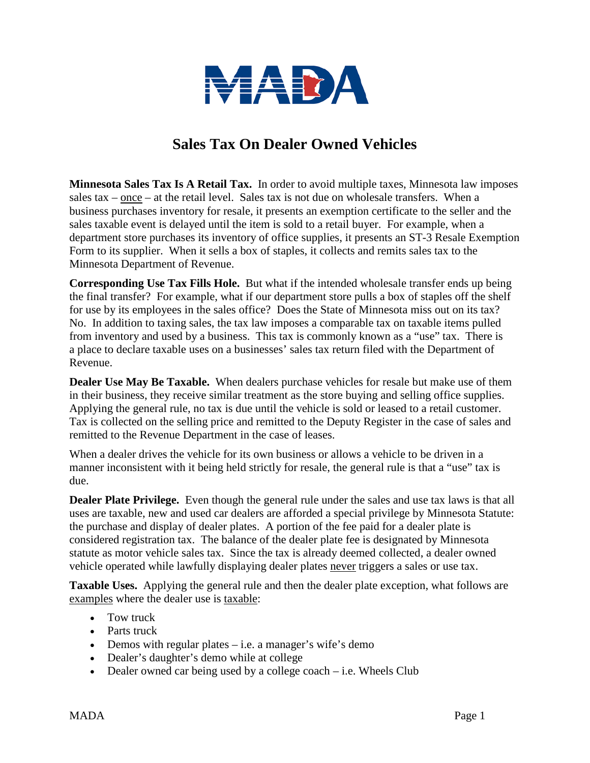# Sales Tax On Dealer Owned Vehicles

**Minnesota Sales Tax Is A Retail Tax.** In order to avoid multiple taxes, Minnesota law imposes sales tax – once – at the retail level. Sales tax is not due on wholesale transfers. When a business purchases inventory for resale, it presents an exemption certificate to the seller and the sales taxable event is delayed until the item is sold to a retail buyer. For example, when a department store purchases its inventory of office supplies, it presents an ST-3 Resale Exemption Form to its supplier. When it sells a box of staples, it collects and remits sales tax to the Minnesota Department of Revenue.

**Corresponding Use Tax Fills Hole.** But what if the intended wholesale transfer ends up being the final transfer? For example, what if our department store pulls a box of staples off the shelf for use by its employees in the sales office? Does the State of Minnesota miss out on its tax? No. In addition to taxing sales, the tax law imposes a comparable tax on taxable items pulled from inventory and used by a business. This tax is commonly known as a "use" tax. There is a place to declare taxable uses on a businesses' sales tax return filed with the Department of Revenue.

**Dealer Use May Be Taxable.** When dealers purchase vehicles for resale but make use of them in their business, they receive similar treatment as the store buying and selling office supplies. Applying the general rule, no tax is due until the vehicle is sold or leased to a retail customer. Tax is collected on the selling price and remitted to the Deputy Register in the case of sales and remitted to the Revenue Department in the case of leases.

When a dealer drives the vehicle for its own business or allows a vehicle to be driven in a manner inconsistent with it being held strictly for resale, the general rule is that a "use" tax is due.

**Dealer Plate Privilege.** Even though the general rule under the sales and use tax laws is that all uses are taxable, new and used car dealers are afforded a special privilege by Minnesota Statute: the purchase and display of dealer plates. A portion of the fee paid for a dealer plate is considered registration tax. The balance of the dealer plate fee is designated by Minnesota statute as motor vehicle sales tax. Since the tax is already deemed collected, a dealer owned vehicle operated while lawfully displaying dealer plates never triggers a sales or use tax.

**Taxable Uses.** Applying the general rule and then the dealer plate exception, what follows are examples where the dealer use is taxable:

- Tow truck
- Parts truck
- Demos with regular plates – i.e. a manager's wife's demo
- Dealer's daughter's demo while at college
- Dealer owned car being used by a college coach – i.e. Wheels Club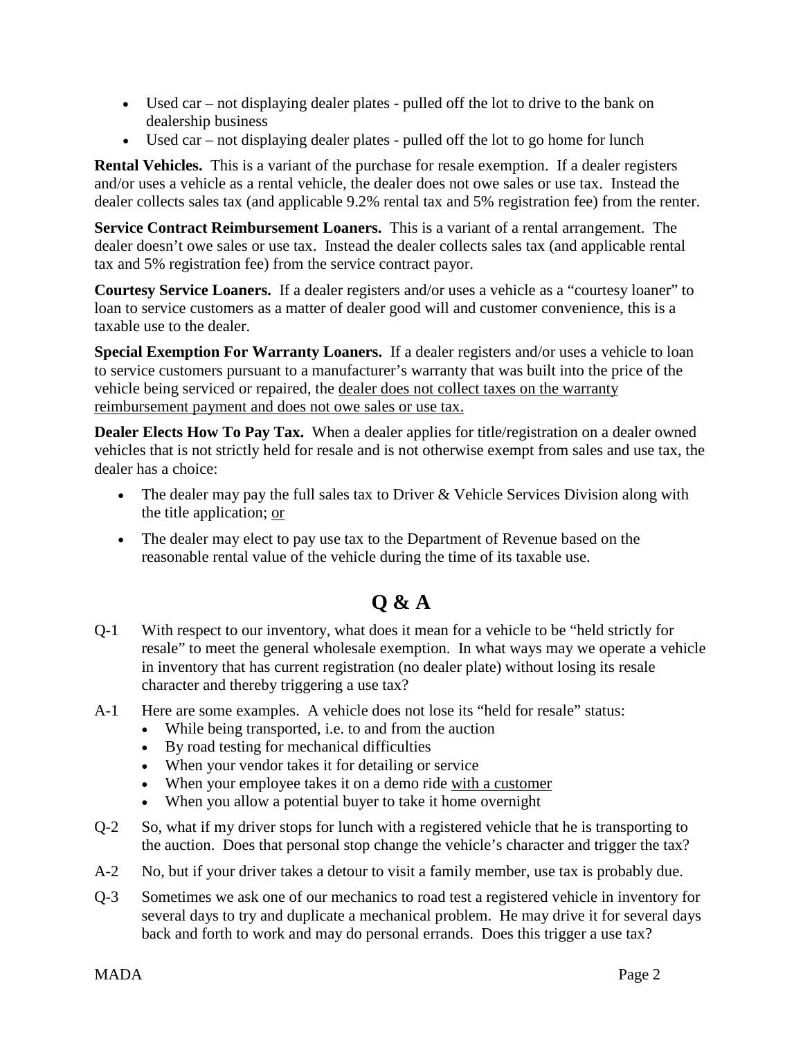- Used car – not displaying dealer plates - pulled off the lot to drive to the bank on dealership business
- Used car – not displaying dealer plates - pulled off the lot to go home for lunch

**Rental Vehicles.** This is a variant of the purchase for resale exemption. If a dealer registers and/or uses a vehicle as a rental vehicle, the dealer does not owe sales or use tax. Instead the dealer collects sales tax (and applicable 9.2% rental tax and 5% registration fee) from the renter.

**Service Contract Reimbursement Loaners.** This is a variant of a rental arrangement. The dealer doesn't owe sales or use tax. Instead the dealer collects sales tax (and applicable rental tax and 5% registration fee) from the service contract payor.

**Courtesy Service Loaners.** If a dealer registers and/or uses a vehicle as a "courtesy loaner" to loan to service customers as a matter of dealer good will and customer convenience, this is a taxable use to the dealer.

**Special Exemption For Warranty Loaners.** If a dealer registers and/or uses a vehicle to loan to service customers pursuant to a manufacturer's warranty that was built into the price of the vehicle being serviced or repaired, the <u>dealer does not collect taxes on the warranty reimbursement payment and does not owe sales or use tax.</u>

**Dealer Elects How To Pay Tax.** When a dealer applies for title/registration on a dealer owned vehicles that is not strictly held for resale and is not otherwise exempt from sales and use tax, the dealer has a choice:

- The dealer may pay the full sales tax to Driver & Vehicle Services Division along with the title application; <u>or</u>
- The dealer may elect to pay use tax to the Department of Revenue based on the reasonable rental value of the vehicle during the time of its taxable use.

# Q & A

Q-1 With respect to our inventory, what does it mean for a vehicle to be "held strictly for resale" to meet the general wholesale exemption. In what ways may we operate a vehicle in inventory that has current registration (no dealer plate) without losing its resale character and thereby triggering a use tax?

A-1 Here are some examples. A vehicle does not lose its "held for resale" status:

- While being transported, i.e. to and from the auction
- By road testing for mechanical difficulties
- When your vendor takes it for detailing or service
- When your employee takes it on a demo ride <u>with a customer</u>
- When you allow a potential buyer to take it home overnight

Q-2 So, what if my driver stops for lunch with a registered vehicle that he is transporting to the auction. Does that personal stop change the vehicle's character and trigger the tax?

A-2 No, but if your driver takes a detour to visit a family member, use tax is probably due.

Q-3 Sometimes we ask one of our mechanics to road test a registered vehicle in inventory for several days to try and duplicate a mechanical problem. He may drive it for several days back and forth to work and may do personal errands. Does this trigger a use tax?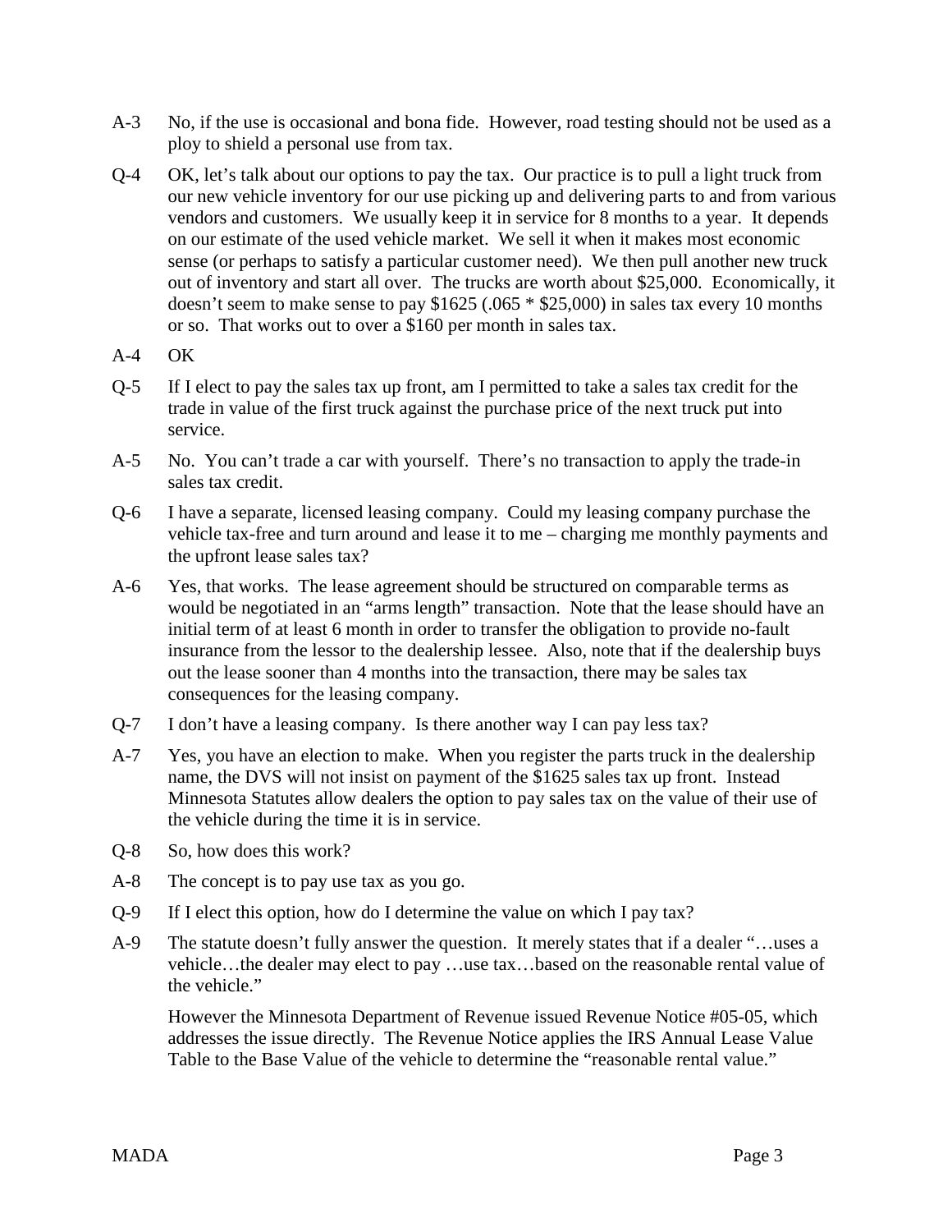A-3 No, if the use is occasional and bona fide. However, road testing should not be used as a ploy to shield a personal use from tax.

Q-4 OK, let's talk about our options to pay the tax. Our practice is to pull a light truck from our new vehicle inventory for our use picking up and delivering parts to and from various vendors and customers. We usually keep it in service for 8 months to a year. It depends on our estimate of the used vehicle market. We sell it when it makes most economic sense (or perhaps to satisfy a particular customer need). We then pull another new truck out of inventory and start all over. The trucks are worth about $25,000. Economically, it doesn't seem to make sense to pay $1625 (.065 * $25,000) in sales tax every 10 months or so. That works out to over a $160 per month in sales tax.

A-4 OK

Q-5 If I elect to pay the sales tax up front, am I permitted to take a sales tax credit for the trade in value of the first truck against the purchase price of the next truck put into service.

A-5 No. You can't trade a car with yourself. There's no transaction to apply the trade-in sales tax credit.

Q-6 I have a separate, licensed leasing company. Could my leasing company purchase the vehicle tax-free and turn around and lease it to me – charging me monthly payments and the upfront lease sales tax?

A-6 Yes, that works. The lease agreement should be structured on comparable terms as would be negotiated in an "arms length" transaction. Note that the lease should have an initial term of at least 6 month in order to transfer the obligation to provide no-fault insurance from the lessor to the dealership lessee. Also, note that if the dealership buys out the lease sooner than 4 months into the transaction, there may be sales tax consequences for the leasing company.

Q-7 I don't have a leasing company. Is there another way I can pay less tax?

A-7 Yes, you have an election to make. When you register the parts truck in the dealership name, the DVS will not insist on payment of the $1625 sales tax up front. Instead Minnesota Statutes allow dealers the option to pay sales tax on the value of their use of the vehicle during the time it is in service.

Q-8 So, how does this work?

A-8 The concept is to pay use tax as you go.

Q-9 If I elect this option, how do I determine the value on which I pay tax?

A-9 The statute doesn't fully answer the question. It merely states that if a dealer "…uses a vehicle…the dealer may elect to pay …use tax…based on the reasonable rental value of the vehicle."

However the Minnesota Department of Revenue issued Revenue Notice #05-05, which addresses the issue directly. The Revenue Notice applies the IRS Annual Lease Value Table to the Base Value of the vehicle to determine the "reasonable rental value."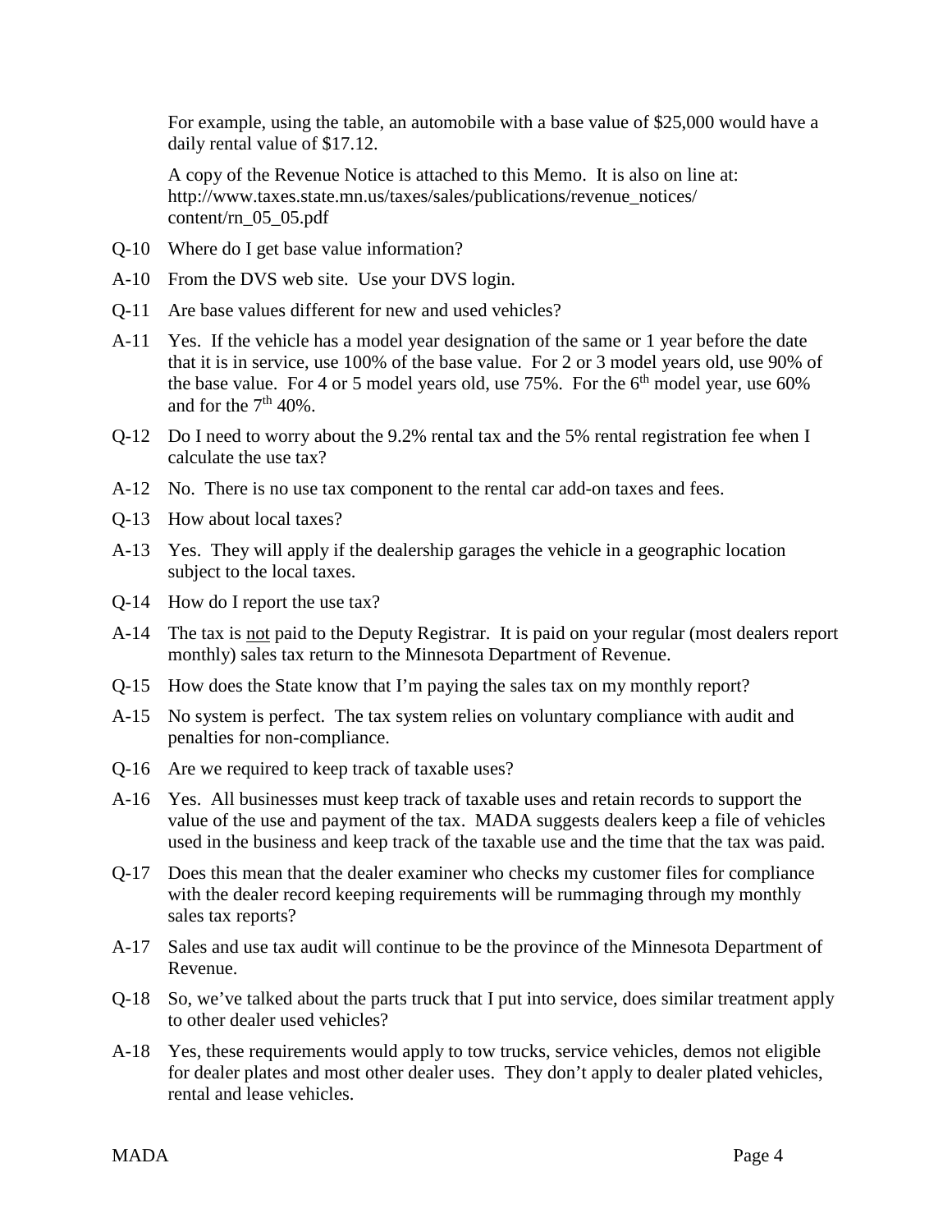For example, using the table, an automobile with a base value of $25,000 would have a daily rental value of $17.12.

A copy of the Revenue Notice is attached to this Memo. It is also on line at: http://www.taxes.state.mn.us/taxes/sales/publications/revenue_notices/content/rn_05_05.pdf

Q-10 Where do I get base value information?

A-10 From the DVS web site. Use your DVS login.

Q-11 Are base values different for new and used vehicles?

A-11 Yes. If the vehicle has a model year designation of the same or 1 year before the date that it is in service, use 100% of the base value. For 2 or 3 model years old, use 90% of the base value. For 4 or 5 model years old, use 75%. For the 6th model year, use 60% and for the 7th 40%.

Q-12 Do I need to worry about the 9.2% rental tax and the 5% rental registration fee when I calculate the use tax?

A-12 No. There is no use tax component to the rental car add-on taxes and fees.

Q-13 How about local taxes?

A-13 Yes. They will apply if the dealership garages the vehicle in a geographic location subject to the local taxes.

Q-14 How do I report the use tax?

A-14 The tax is <u>not</u> paid to the Deputy Registrar. It is paid on your regular (most dealers report monthly) sales tax return to the Minnesota Department of Revenue.

Q-15 How does the State know that I'm paying the sales tax on my monthly report?

A-15 No system is perfect. The tax system relies on voluntary compliance with audit and penalties for non-compliance.

Q-16 Are we required to keep track of taxable uses?

A-16 Yes. All businesses must keep track of taxable uses and retain records to support the value of the use and payment of the tax. MADA suggests dealers keep a file of vehicles used in the business and keep track of the taxable use and the time that the tax was paid.

Q-17 Does this mean that the dealer examiner who checks my customer files for compliance with the dealer record keeping requirements will be rummaging through my monthly sales tax reports?

A-17 Sales and use tax audit will continue to be the province of the Minnesota Department of Revenue.

Q-18 So, we've talked about the parts truck that I put into service, does similar treatment apply to other dealer used vehicles?

A-18 Yes, these requirements would apply to tow trucks, service vehicles, demos not eligible for dealer plates and most other dealer uses. They don't apply to dealer plated vehicles, rental and lease vehicles.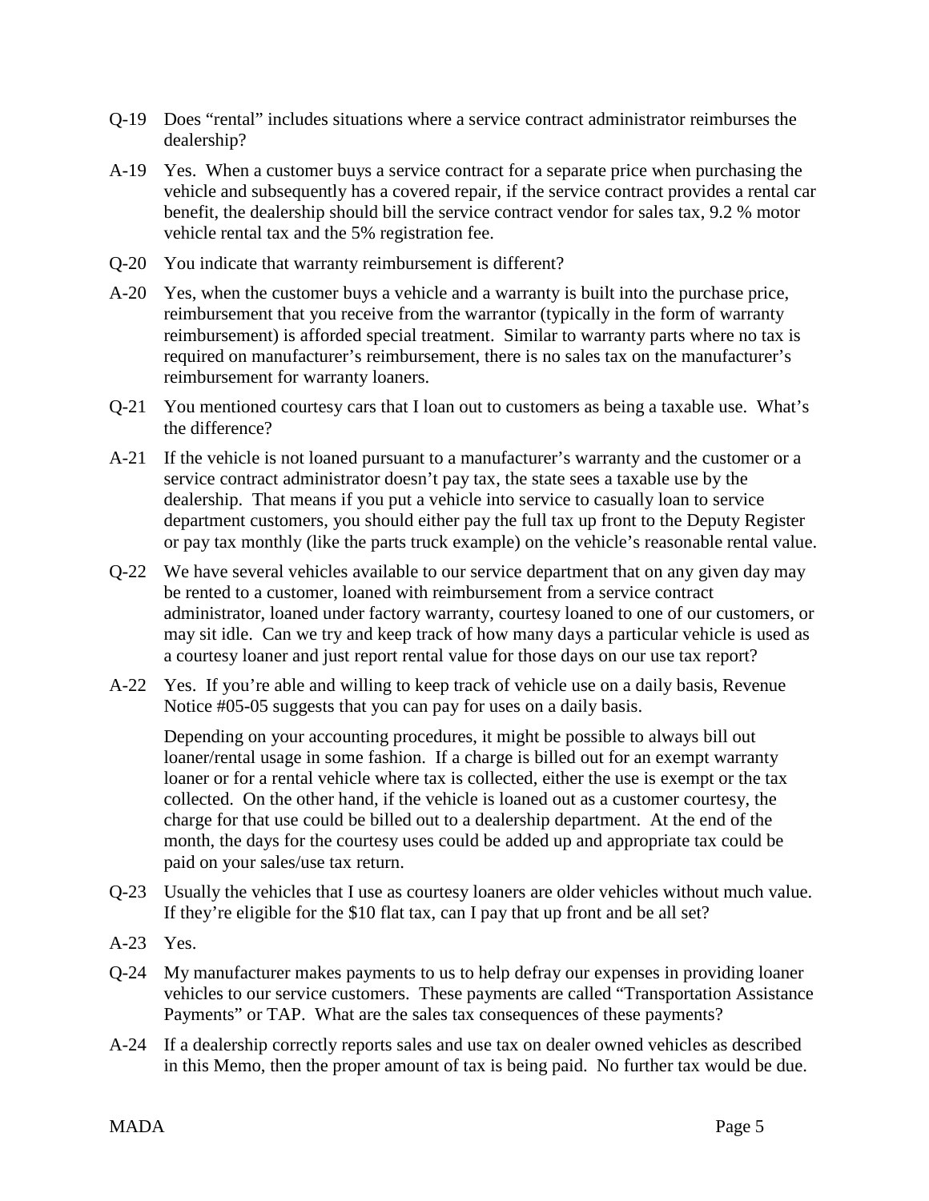Q-19 Does "rental" includes situations where a service contract administrator reimburses the dealership?

A-19 Yes. When a customer buys a service contract for a separate price when purchasing the vehicle and subsequently has a covered repair, if the service contract provides a rental car benefit, the dealership should bill the service contract vendor for sales tax, 9.2 % motor vehicle rental tax and the 5% registration fee.

Q-20 You indicate that warranty reimbursement is different?

A-20 Yes, when the customer buys a vehicle and a warranty is built into the purchase price, reimbursement that you receive from the warrantor (typically in the form of warranty reimbursement) is afforded special treatment. Similar to warranty parts where no tax is required on manufacturer's reimbursement, there is no sales tax on the manufacturer's reimbursement for warranty loaners.

Q-21 You mentioned courtesy cars that I loan out to customers as being a taxable use. What's the difference?

A-21 If the vehicle is not loaned pursuant to a manufacturer's warranty and the customer or a service contract administrator doesn't pay tax, the state sees a taxable use by the dealership. That means if you put a vehicle into service to casually loan to service department customers, you should either pay the full tax up front to the Deputy Register or pay tax monthly (like the parts truck example) on the vehicle's reasonable rental value.

Q-22 We have several vehicles available to our service department that on any given day may be rented to a customer, loaned with reimbursement from a service contract administrator, loaned under factory warranty, courtesy loaned to one of our customers, or may sit idle. Can we try and keep track of how many days a particular vehicle is used as a courtesy loaner and just report rental value for those days on our use tax report?

A-22 Yes. If you're able and willing to keep track of vehicle use on a daily basis, Revenue Notice #05-05 suggests that you can pay for uses on a daily basis.

Depending on your accounting procedures, it might be possible to always bill out loaner/rental usage in some fashion. If a charge is billed out for an exempt warranty loaner or for a rental vehicle where tax is collected, either the use is exempt or the tax collected. On the other hand, if the vehicle is loaned out as a customer courtesy, the charge for that use could be billed out to a dealership department. At the end of the month, the days for the courtesy uses could be added up and appropriate tax could be paid on your sales/use tax return.

Q-23 Usually the vehicles that I use as courtesy loaners are older vehicles without much value. If they're eligible for the $10 flat tax, can I pay that up front and be all set?

A-23 Yes.

Q-24 My manufacturer makes payments to us to help defray our expenses in providing loaner vehicles to our service customers. These payments are called "Transportation Assistance Payments" or TAP. What are the sales tax consequences of these payments?

A-24 If a dealership correctly reports sales and use tax on dealer owned vehicles as described in this Memo, then the proper amount of tax is being paid. No further tax would be due.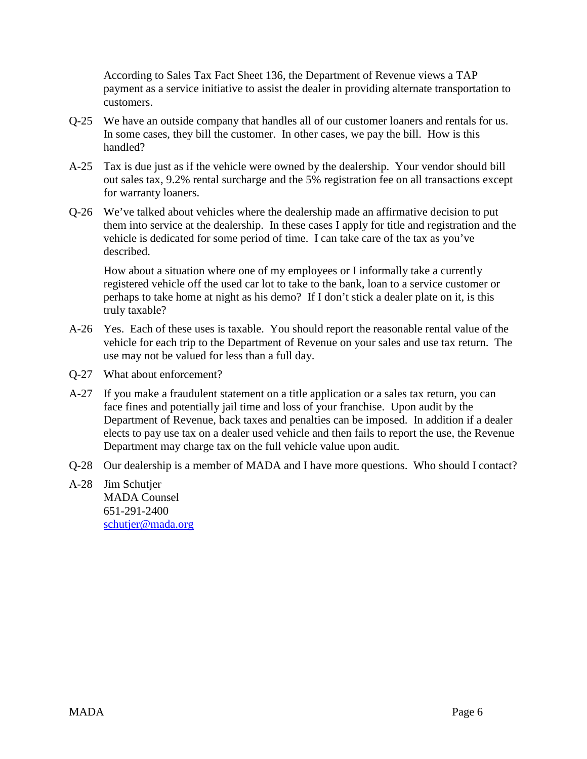According to Sales Tax Fact Sheet 136, the Department of Revenue views a TAP payment as a service initiative to assist the dealer in providing alternate transportation to customers.

Q-25 We have an outside company that handles all of our customer loaners and rentals for us. In some cases, they bill the customer. In other cases, we pay the bill. How is this handled?

A-25 Tax is due just as if the vehicle were owned by the dealership. Your vendor should bill out sales tax, 9.2% rental surcharge and the 5% registration fee on all transactions except for warranty loaners.

Q-26 We've talked about vehicles where the dealership made an affirmative decision to put them into service at the dealership. In these cases I apply for title and registration and the vehicle is dedicated for some period of time. I can take care of the tax as you've described.

How about a situation where one of my employees or I informally take a currently registered vehicle off the used car lot to take to the bank, loan to a service customer or perhaps to take home at night as his demo? If I don't stick a dealer plate on it, is this truly taxable?

A-26 Yes. Each of these uses is taxable. You should report the reasonable rental value of the vehicle for each trip to the Department of Revenue on your sales and use tax return. The use may not be valued for less than a full day.

Q-27 What about enforcement?

A-27 If you make a fraudulent statement on a title application or a sales tax return, you can face fines and potentially jail time and loss of your franchise. Upon audit by the Department of Revenue, back taxes and penalties can be imposed. In addition if a dealer elects to pay use tax on a dealer used vehicle and then fails to report the use, the Revenue Department may charge tax on the full vehicle value upon audit.

Q-28 Our dealership is a member of MADA and I have more questions. Who should I contact?

A-28 Jim Schutjer
MADA Counsel
651-291-2400
schutjer@mada.org